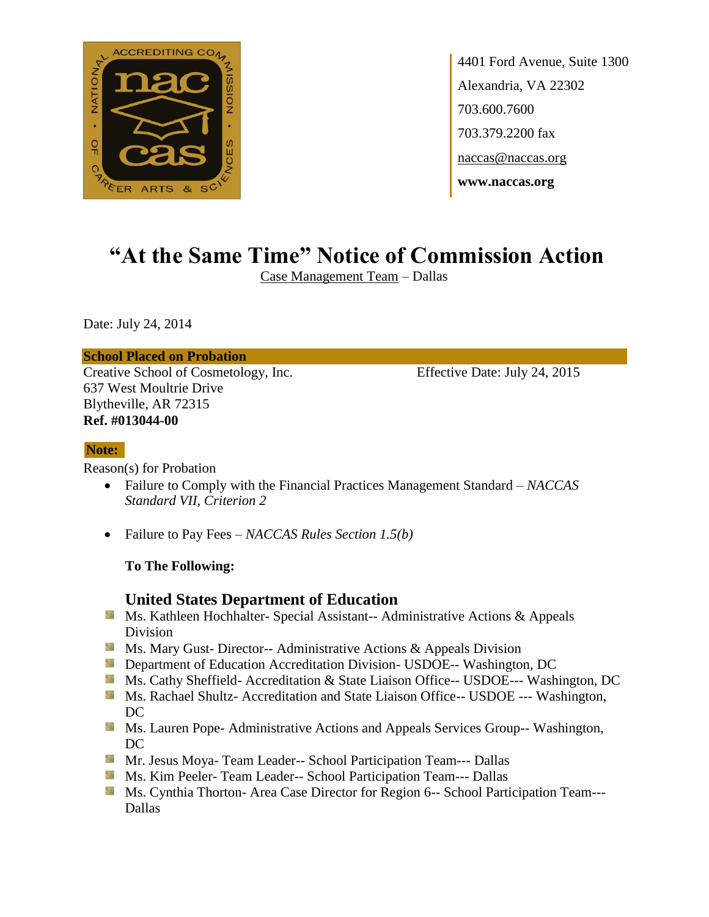4401 Ford Avenue, Suite 1300
Alexandria, VA 22302
703.600.7600
703.379.2200 fax
naccas@naccas.org
**www.naccas.org**

# "At the Same Time" Notice of Commission Action

Case Management Team – Dallas

Date: July 24, 2014

**School Placed on Probation**

Creative School of Cosmetology, Inc.
637 West Moultrie Drive
Blytheville, AR 72315
**Ref. #013044-00**

Effective Date: July 24, 2015

**Note:**

Reason(s) for Probation

- Failure to Comply with the Financial Practices Management Standard – *NACCAS Standard VII, Criterion 2*
- Failure to Pay Fees – *NACCAS Rules Section 1.5(b)*

**To The Following:**

## United States Department of Education

- Ms. Kathleen Hochhalter- Special Assistant-- Administrative Actions & Appeals Division
- Ms. Mary Gust- Director-- Administrative Actions & Appeals Division
- Department of Education Accreditation Division- USDOE-- Washington, DC
- Ms. Cathy Sheffield- Accreditation & State Liaison Office-- USDOE--- Washington, DC
- Ms. Rachael Shultz- Accreditation and State Liaison Office-- USDOE --- Washington, DC
- Ms. Lauren Pope- Administrative Actions and Appeals Services Group-- Washington, DC
- Mr. Jesus Moya- Team Leader-- School Participation Team--- Dallas
- Ms. Kim Peeler- Team Leader-- School Participation Team--- Dallas
- Ms. Cynthia Thorton- Area Case Director for Region 6-- School Participation Team--- Dallas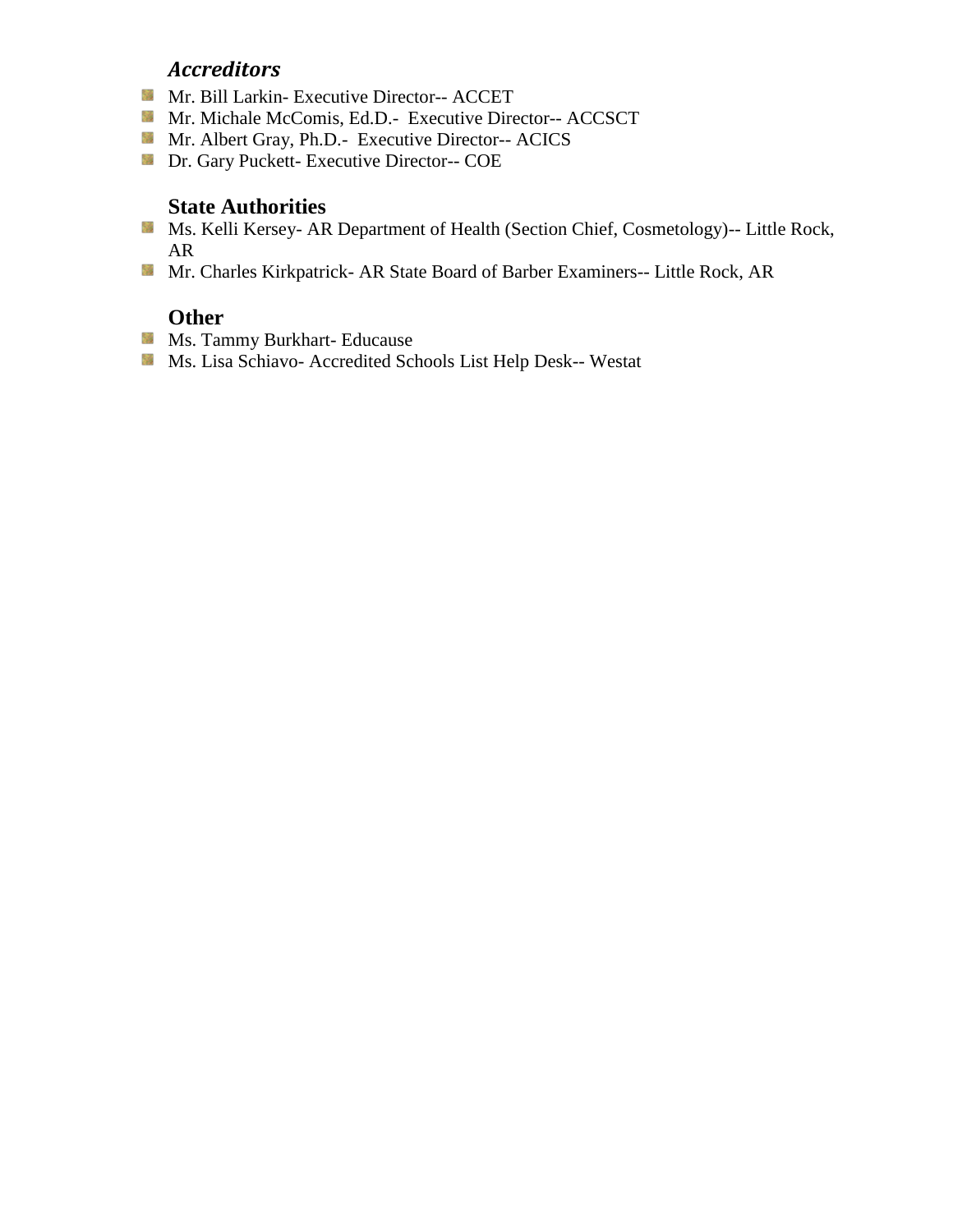### *Accreditors*

- Mr. Bill Larkin- Executive Director-- ACCET
- Mr. Michale McComis, Ed.D.- Executive Director-- ACCSCT
- Mr. Albert Gray, Ph.D.- Executive Director-- ACICS
- Dr. Gary Puckett- Executive Director-- COE

### State Authorities

- Ms. Kelli Kersey- AR Department of Health (Section Chief, Cosmetology)-- Little Rock, AR
- Mr. Charles Kirkpatrick- AR State Board of Barber Examiners-- Little Rock, AR

### Other

- Ms. Tammy Burkhart- Educause
- Ms. Lisa Schiavo- Accredited Schools List Help Desk-- Westat